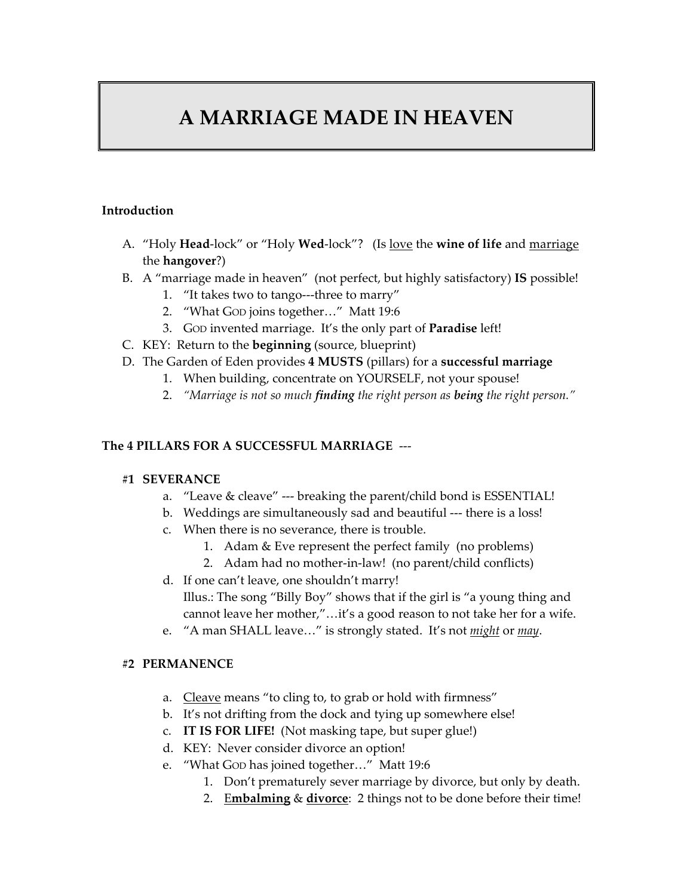# A MARRIAGE MADE IN HEAVEN

**Introduction**

A. "Holy **Head**-lock" or "Holy **Wed**-lock"? (Is <u>love</u> the **wine of life** and <u>marriage</u> the **hangover**?)

B. A "marriage made in heaven" (not perfect, but highly satisfactory) **IS** possible!
   1. "It takes two to tango---three to marry"
   2. "What GOD joins together…" Matt 19:6
   3. GOD invented marriage. It's the only part of **Paradise** left!

C. KEY: Return to the **beginning** (source, blueprint)

D. The Garden of Eden provides **4 MUSTS** (pillars) for a **successful marriage**
   1. When building, concentrate on YOURSELF, not your spouse!
   2. *"Marriage is not so much **finding** the right person as **being** the right person."*

**The 4 PILLARS FOR A SUCCESSFUL MARRIAGE ---**

**#1 SEVERANCE**

a. "Leave & cleave" --- breaking the parent/child bond is ESSENTIAL!

b. Weddings are simultaneously sad and beautiful --- there is a loss!

c. When there is no severance, there is trouble.
   1. Adam & Eve represent the perfect family (no problems)
   2. Adam had no mother-in-law! (no parent/child conflicts)

d. If one can't leave, one shouldn't marry!
   Illus.: The song "Billy Boy" shows that if the girl is "a young thing and cannot leave her mother,"…it's a good reason to not take her for a wife.

e. "A man SHALL leave…" is strongly stated. It's not <u>*might*</u> or <u>*may*</u>.

**#2 PERMANENCE**

a. <u>Cleave</u> means "to cling to, to grab or hold with firmness"

b. It's not drifting from the dock and tying up somewhere else!

c. **IT IS FOR LIFE!** (Not masking tape, but super glue!)

d. KEY: Never consider divorce an option!

e. "What GOD has joined together…" Matt 19:6
   1. Don't prematurely sever marriage by divorce, but only by death.
   2. <u>E**mbalming**</u> & <u>**divorce**</u>: 2 things not to be done before their time!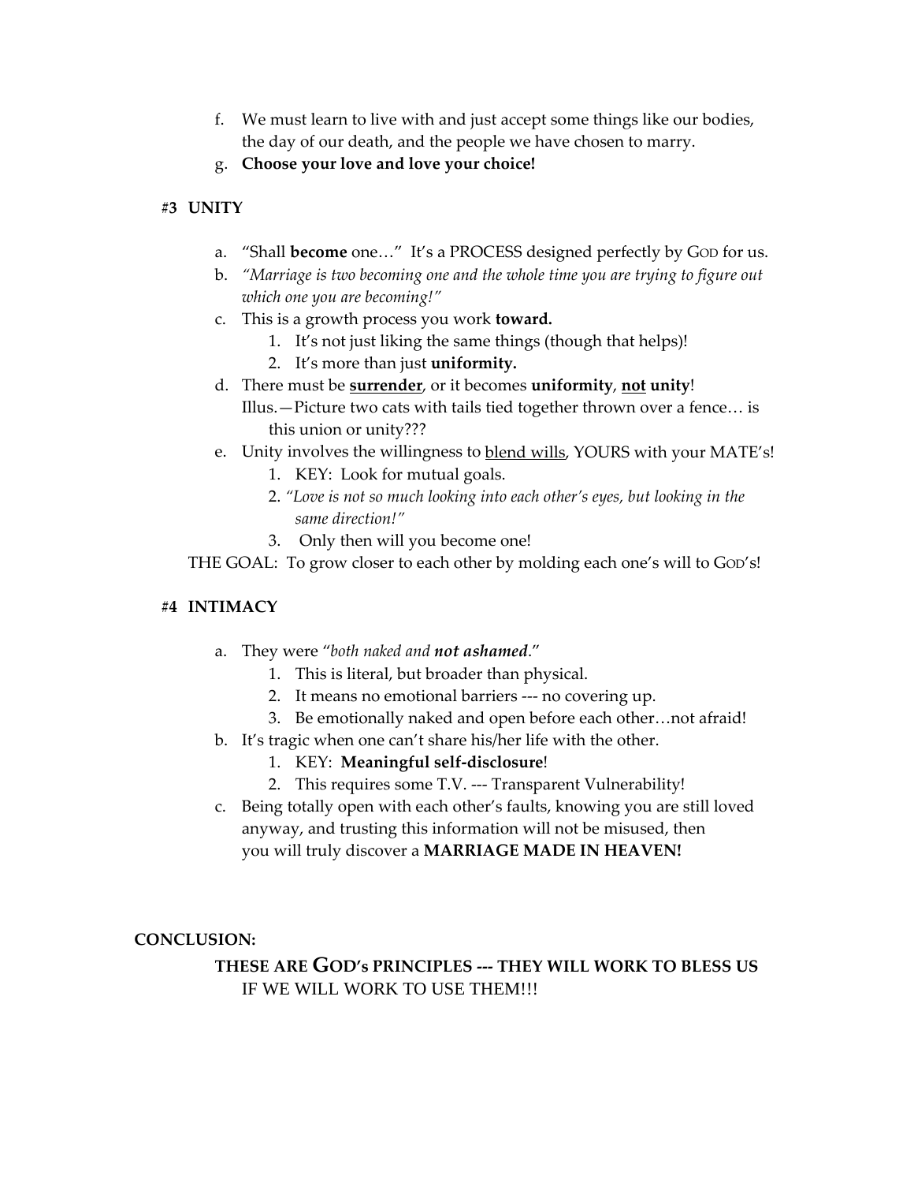f. We must learn to live with and just accept some things like our bodies, the day of our death, and the people we have chosen to marry.

g. **Choose your love and love your choice!**

## #3 UNITY

a. "Shall **become** one…" It's a PROCESS designed perfectly by GOD for us.

b. *"Marriage is two becoming one and the whole time you are trying to figure out which one you are becoming!"*

c. This is a growth process you work **toward.**
   1. It's not just liking the same things (though that helps)!
   2. It's more than just **uniformity.**

d. There must be **surrender**, or it becomes **uniformity**, **not** **unity**!
   Illus.—Picture two cats with tails tied together thrown over a fence… is this union or unity???

e. Unity involves the willingness to blend wills, YOURS with your MATE's!
   1. KEY: Look for mutual goals.
   2. *"Love is not so much looking into each other's eyes, but looking in the same direction!"*
   3. Only then will you become one!

THE GOAL: To grow closer to each other by molding each one's will to GOD's!

## #4 INTIMACY

a. They were "*both naked and **not ashamed***."
   1. This is literal, but broader than physical.
   2. It means no emotional barriers --- no covering up.
   3. Be emotionally naked and open before each other…not afraid!

b. It's tragic when one can't share his/her life with the other.
   1. KEY: **Meaningful self-disclosure**!
   2. This requires some T.V. --- Transparent Vulnerability!

c. Being totally open with each other's faults, knowing you are still loved anyway, and trusting this information will not be misused, then you will truly discover a **MARRIAGE MADE IN HEAVEN!**

**CONCLUSION:**

**THESE ARE GOD's PRINCIPLES --- THEY WILL WORK TO BLESS US** IF WE WILL WORK TO USE THEM!!!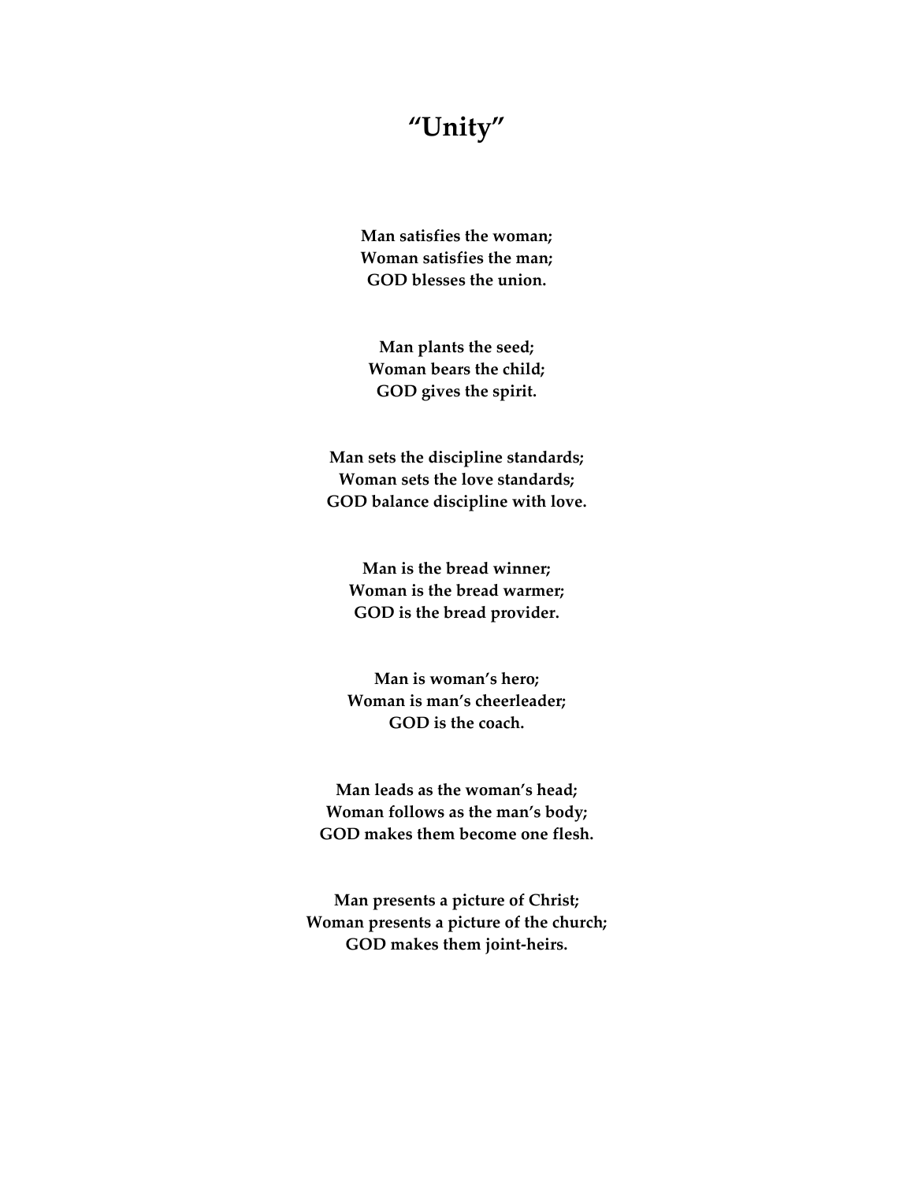# "Unity"

**Man satisfies the woman;**
**Woman satisfies the man;**
**GOD blesses the union.**

**Man plants the seed;**
**Woman bears the child;**
**GOD gives the spirit.**

**Man sets the discipline standards;**
**Woman sets the love standards;**
**GOD balance discipline with love.**

**Man is the bread winner;**
**Woman is the bread warmer;**
**GOD is the bread provider.**

**Man is woman's hero;**
**Woman is man's cheerleader;**
**GOD is the coach.**

**Man leads as the woman's head;**
**Woman follows as the man's body;**
**GOD makes them become one flesh.**

**Man presents a picture of Christ;**
**Woman presents a picture of the church;**
**GOD makes them joint-heirs.**